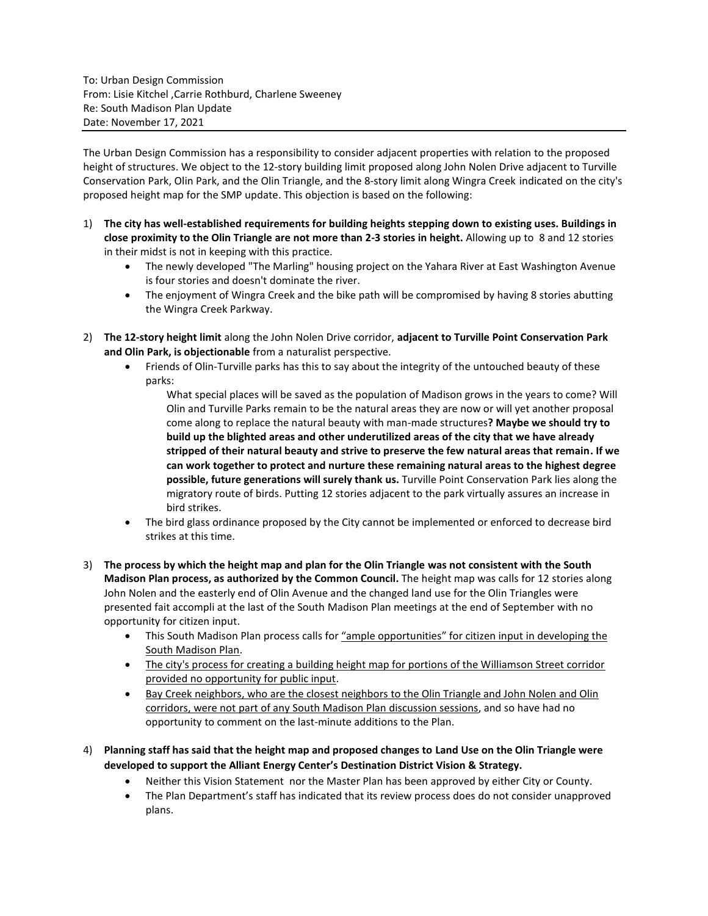To: Urban Design Commission
From: Lisie Kitchel ,Carrie Rothburd, Charlene Sweeney
Re: South Madison Plan Update
Date: November 17, 2021

---

The Urban Design Commission has a responsibility to consider adjacent properties with relation to the proposed height of structures. We object to the 12-story building limit proposed along John Nolen Drive adjacent to Turville Conservation Park, Olin Park, and the Olin Triangle, and the 8-story limit along Wingra Creek indicated on the city's proposed height map for the SMP update. This objection is based on the following:

1) **The city has well-established requirements for building heights stepping down to existing uses. Buildings in close proximity to the Olin Triangle are not more than 2-3 stories in height.** Allowing up to 8 and 12 stories in their midst is not in keeping with this practice.
   - The newly developed "The Marling" housing project on the Yahara River at East Washington Avenue is four stories and doesn't dominate the river.
   - The enjoyment of Wingra Creek and the bike path will be compromised by having 8 stories abutting the Wingra Creek Parkway.

2) **The 12-story height limit** along the John Nolen Drive corridor, **adjacent to Turville Point Conservation Park and Olin Park, is objectionable** from a naturalist perspective.
   - Friends of Olin-Turville parks has this to say about the integrity of the untouched beauty of these parks:

     What special places will be saved as the population of Madison grows in the years to come? Will Olin and Turville Parks remain to be the natural areas they are now or will yet another proposal come along to replace the natural beauty with man-made structures**? Maybe we should try to build up the blighted areas and other underutilized areas of the city that we have already stripped of their natural beauty and strive to preserve the few natural areas that remain. If we can work together to protect and nurture these remaining natural areas to the highest degree possible, future generations will surely thank us.** Turville Point Conservation Park lies along the migratory route of birds. Putting 12 stories adjacent to the park virtually assures an increase in bird strikes.
   - The bird glass ordinance proposed by the City cannot be implemented or enforced to decrease bird strikes at this time.

3) **The process by which the height map and plan for the Olin Triangle was not consistent with the South Madison Plan process, as authorized by the Common Council.** The height map was calls for 12 stories along John Nolen and the easterly end of Olin Avenue and the changed land use for the Olin Triangles were presented fait accompli at the last of the South Madison Plan meetings at the end of September with no opportunity for citizen input.
   - This South Madison Plan process calls for <u>"ample opportunities" for citizen input in developing the South Madison Plan</u>.
   - <u>The city's process for creating a building height map for portions of the Williamson Street corridor provided no opportunity for public input</u>.
   - <u>Bay Creek neighbors, who are the closest neighbors to the Olin Triangle and John Nolen and Olin corridors, were not part of any South Madison Plan discussion sessions</u>, and so have had no opportunity to comment on the last-minute additions to the Plan.

4) **Planning staff has said that the height map and proposed changes to Land Use on the Olin Triangle were developed to support the Alliant Energy Center's Destination District Vision & Strategy.**
   - Neither this Vision Statement nor the Master Plan has been approved by either City or County.
   - The Plan Department's staff has indicated that its review process does do not consider unapproved plans.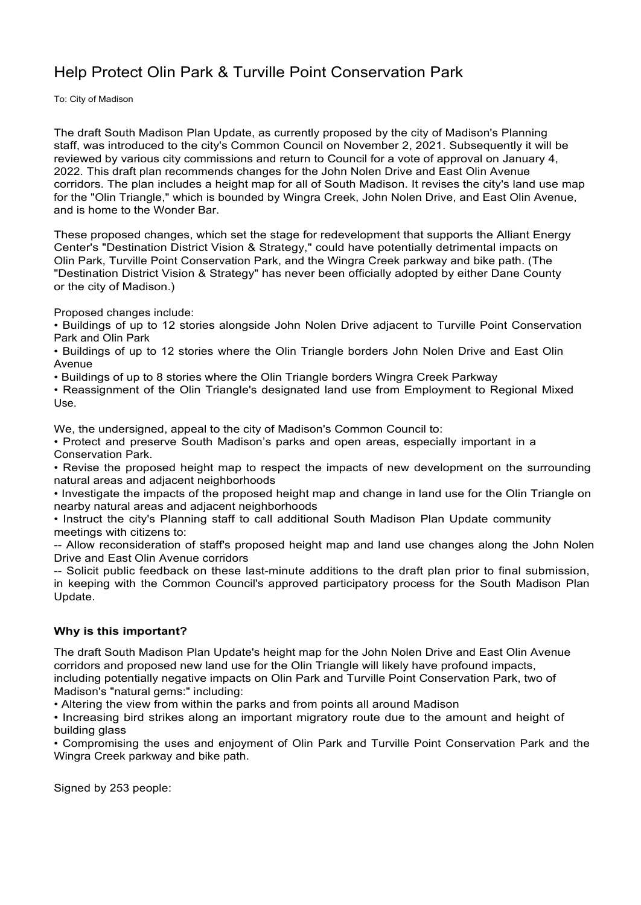# Help Protect Olin Park & Turville Point Conservation Park

To: City of Madison

The draft South Madison Plan Update, as currently proposed by the city of Madison's Planning staff, was introduced to the city's Common Council on November 2, 2021. Subsequently it will be reviewed by various city commissions and return to Council for a vote of approval on January 4, 2022. This draft plan recommends changes for the John Nolen Drive and East Olin Avenue corridors. The plan includes a height map for all of South Madison. It revises the city's land use map for the "Olin Triangle," which is bounded by Wingra Creek, John Nolen Drive, and East Olin Avenue, and is home to the Wonder Bar.

These proposed changes, which set the stage for redevelopment that supports the Alliant Energy Center's "Destination District Vision & Strategy," could have potentially detrimental impacts on Olin Park, Turville Point Conservation Park, and the Wingra Creek parkway and bike path. (The "Destination District Vision & Strategy" has never been officially adopted by either Dane County or the city of Madison.)

Proposed changes include:

- Buildings of up to 12 stories alongside John Nolen Drive adjacent to Turville Point Conservation Park and Olin Park
- Buildings of up to 12 stories where the Olin Triangle borders John Nolen Drive and East Olin Avenue
- Buildings of up to 8 stories where the Olin Triangle borders Wingra Creek Parkway
- Reassignment of the Olin Triangle's designated land use from Employment to Regional Mixed Use.

We, the undersigned, appeal to the city of Madison's Common Council to:

- Protect and preserve South Madison's parks and open areas, especially important in a Conservation Park.
- Revise the proposed height map to respect the impacts of new development on the surrounding natural areas and adjacent neighborhoods
- Investigate the impacts of the proposed height map and change in land use for the Olin Triangle on nearby natural areas and adjacent neighborhoods
- Instruct the city's Planning staff to call additional South Madison Plan Update community meetings with citizens to:

-- Allow reconsideration of staff's proposed height map and land use changes along the John Nolen Drive and East Olin Avenue corridors

-- Solicit public feedback on these last-minute additions to the draft plan prior to final submission, in keeping with the Common Council's approved participatory process for the South Madison Plan Update.

**Why is this important?**

The draft South Madison Plan Update's height map for the John Nolen Drive and East Olin Avenue corridors and proposed new land use for the Olin Triangle will likely have profound impacts, including potentially negative impacts on Olin Park and Turville Point Conservation Park, two of Madison's "natural gems:" including:

- Altering the view from within the parks and from points all around Madison
- Increasing bird strikes along an important migratory route due to the amount and height of building glass
- Compromising the uses and enjoyment of Olin Park and Turville Point Conservation Park and the Wingra Creek parkway and bike path.

Signed by 253 people: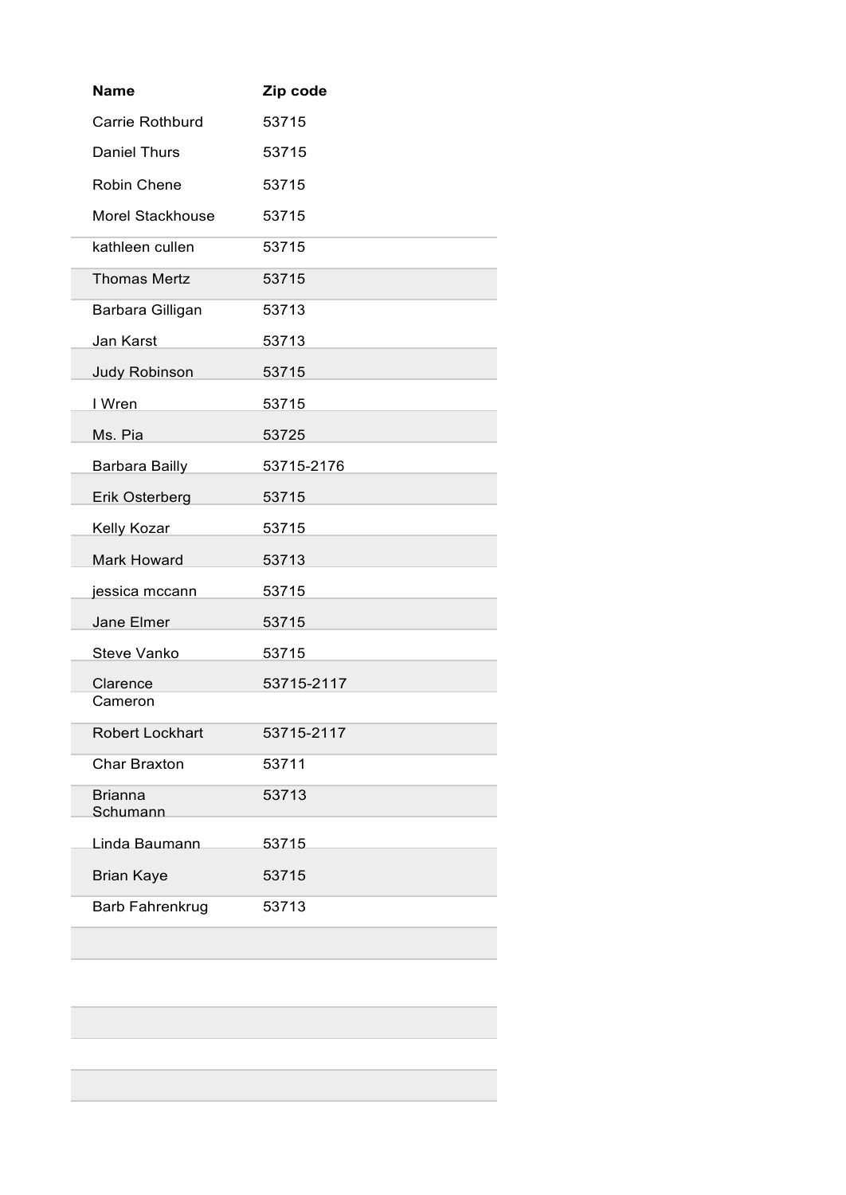| Name | Zip code |
|---|---|
| Carrie Rothburd | 53715 |
| Daniel Thurs | 53715 |
| Robin Chene | 53715 |
| Morel Stackhouse | 53715 |
| kathleen cullen | 53715 |
| Thomas Mertz | 53715 |
| Barbara Gilligan | 53713 |
| Jan Karst | 53713 |
| Judy Robinson | 53715 |
| I Wren | 53715 |
| Ms. Pia | 53725 |
| Barbara Bailly | 53715-2176 |
| Erik Osterberg | 53715 |
| Kelly Kozar | 53715 |
| Mark Howard | 53713 |
| jessica mccann | 53715 |
| Jane Elmer | 53715 |
| Steve Vanko | 53715 |
| Clarence Cameron | 53715-2117 |
| Robert Lockhart | 53715-2117 |
| Char Braxton | 53711 |
| Brianna Schumann | 53713 |
| Linda Baumann | 53715 |
| Brian Kaye | 53715 |
| Barb Fahrenkrug | 53713 |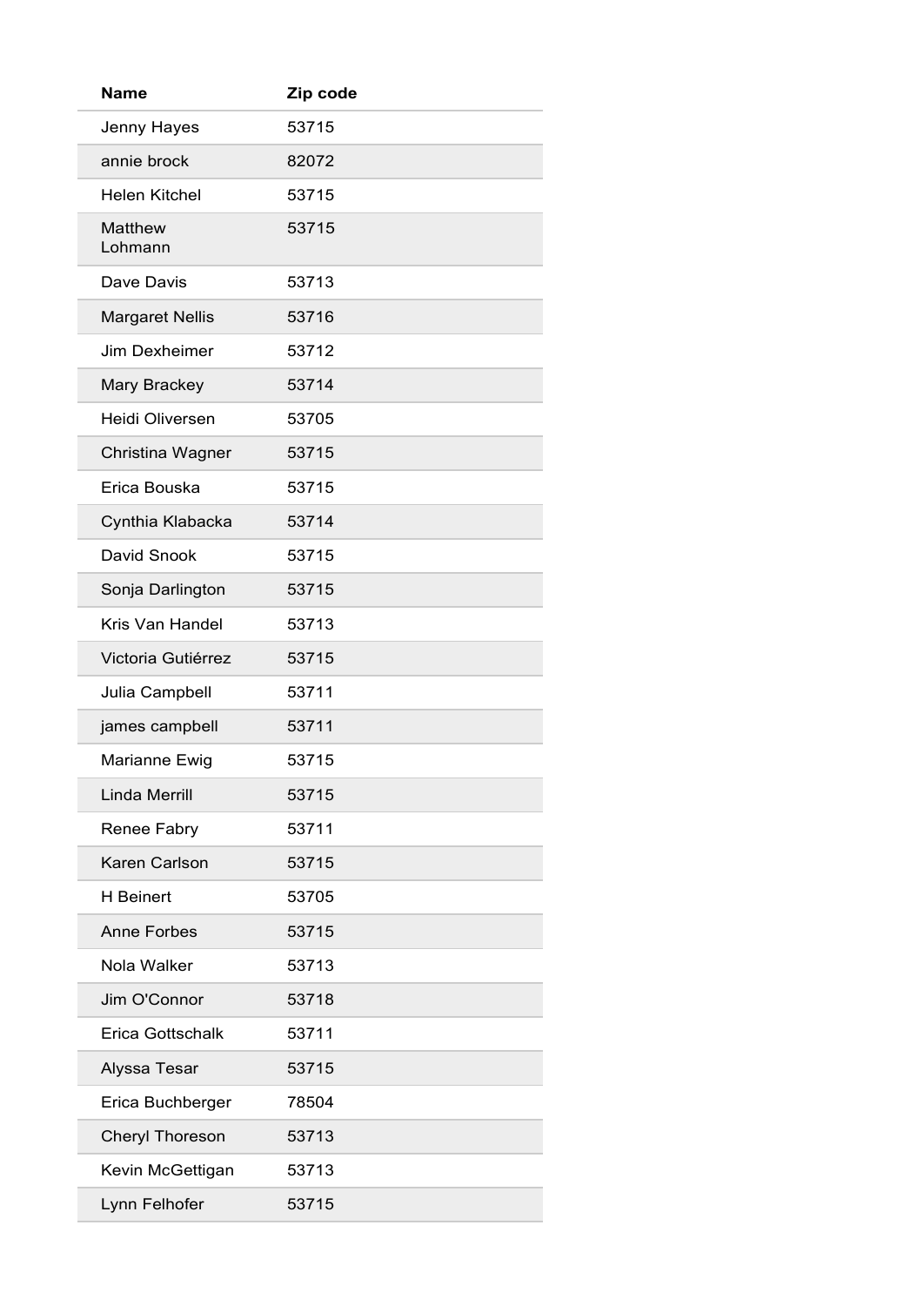| Name | Zip code |
| --- | --- |
| Jenny Hayes | 53715 |
| annie brock | 82072 |
| Helen Kitchel | 53715 |
| Matthew Lohmann | 53715 |
| Dave Davis | 53713 |
| Margaret Nellis | 53716 |
| Jim Dexheimer | 53712 |
| Mary Brackey | 53714 |
| Heidi Oliversen | 53705 |
| Christina Wagner | 53715 |
| Erica Bouska | 53715 |
| Cynthia Klabacka | 53714 |
| David Snook | 53715 |
| Sonja Darlington | 53715 |
| Kris Van Handel | 53713 |
| Victoria Gutiérrez | 53715 |
| Julia Campbell | 53711 |
| james campbell | 53711 |
| Marianne Ewig | 53715 |
| Linda Merrill | 53715 |
| Renee Fabry | 53711 |
| Karen Carlson | 53715 |
| H Beinert | 53705 |
| Anne Forbes | 53715 |
| Nola Walker | 53713 |
| Jim O'Connor | 53718 |
| Erica Gottschalk | 53711 |
| Alyssa Tesar | 53715 |
| Erica Buchberger | 78504 |
| Cheryl Thoreson | 53713 |
| Kevin McGettigan | 53713 |
| Lynn Felhofer | 53715 |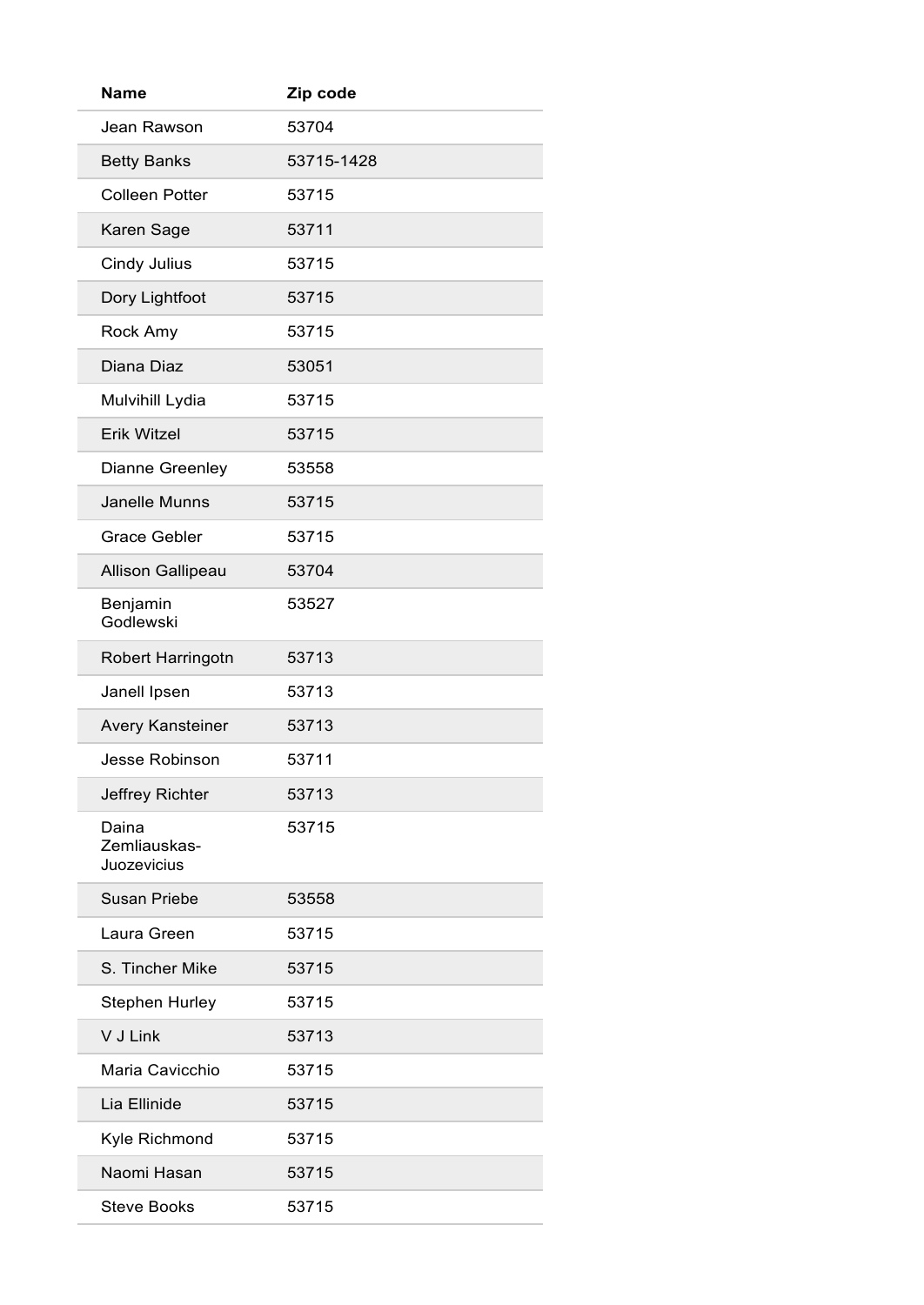| Name | Zip code |
|---|---|
| Jean Rawson | 53704 |
| Betty Banks | 53715-1428 |
| Colleen Potter | 53715 |
| Karen Sage | 53711 |
| Cindy Julius | 53715 |
| Dory Lightfoot | 53715 |
| Rock Amy | 53715 |
| Diana Diaz | 53051 |
| Mulvihill Lydia | 53715 |
| Erik Witzel | 53715 |
| Dianne Greenley | 53558 |
| Janelle Munns | 53715 |
| Grace Gebler | 53715 |
| Allison Gallipeau | 53704 |
| Benjamin Godlewski | 53527 |
| Robert Harringotn | 53713 |
| Janell Ipsen | 53713 |
| Avery Kansteiner | 53713 |
| Jesse Robinson | 53711 |
| Jeffrey Richter | 53713 |
| Daina Zemliauskas-Juozevicius | 53715 |
| Susan Priebe | 53558 |
| Laura Green | 53715 |
| S. Tincher Mike | 53715 |
| Stephen Hurley | 53715 |
| V J Link | 53713 |
| Maria Cavicchio | 53715 |
| Lia Ellinide | 53715 |
| Kyle Richmond | 53715 |
| Naomi Hasan | 53715 |
| Steve Books | 53715 |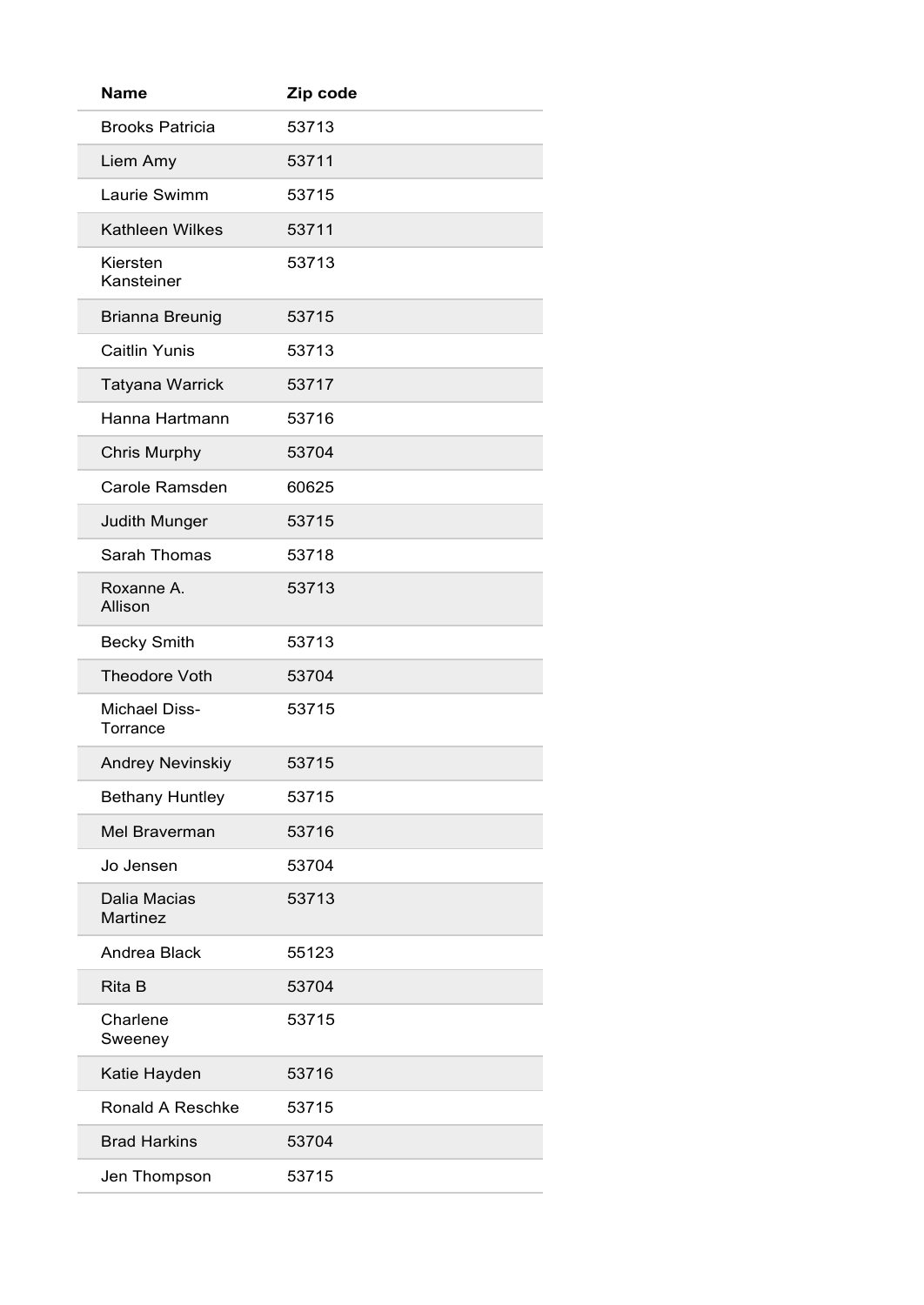| Name | Zip code |
|---|---|
| Brooks Patricia | 53713 |
| Liem Amy | 53711 |
| Laurie Swimm | 53715 |
| Kathleen Wilkes | 53711 |
| Kiersten Kansteiner | 53713 |
| Brianna Breunig | 53715 |
| Caitlin Yunis | 53713 |
| Tatyana Warrick | 53717 |
| Hanna Hartmann | 53716 |
| Chris Murphy | 53704 |
| Carole Ramsden | 60625 |
| Judith Munger | 53715 |
| Sarah Thomas | 53718 |
| Roxanne A. Allison | 53713 |
| Becky Smith | 53713 |
| Theodore Voth | 53704 |
| Michael Diss-Torrance | 53715 |
| Andrey Nevinskiy | 53715 |
| Bethany Huntley | 53715 |
| Mel Braverman | 53716 |
| Jo Jensen | 53704 |
| Dalia Macias Martinez | 53713 |
| Andrea Black | 55123 |
| Rita B | 53704 |
| Charlene Sweeney | 53715 |
| Katie Hayden | 53716 |
| Ronald A Reschke | 53715 |
| Brad Harkins | 53704 |
| Jen Thompson | 53715 |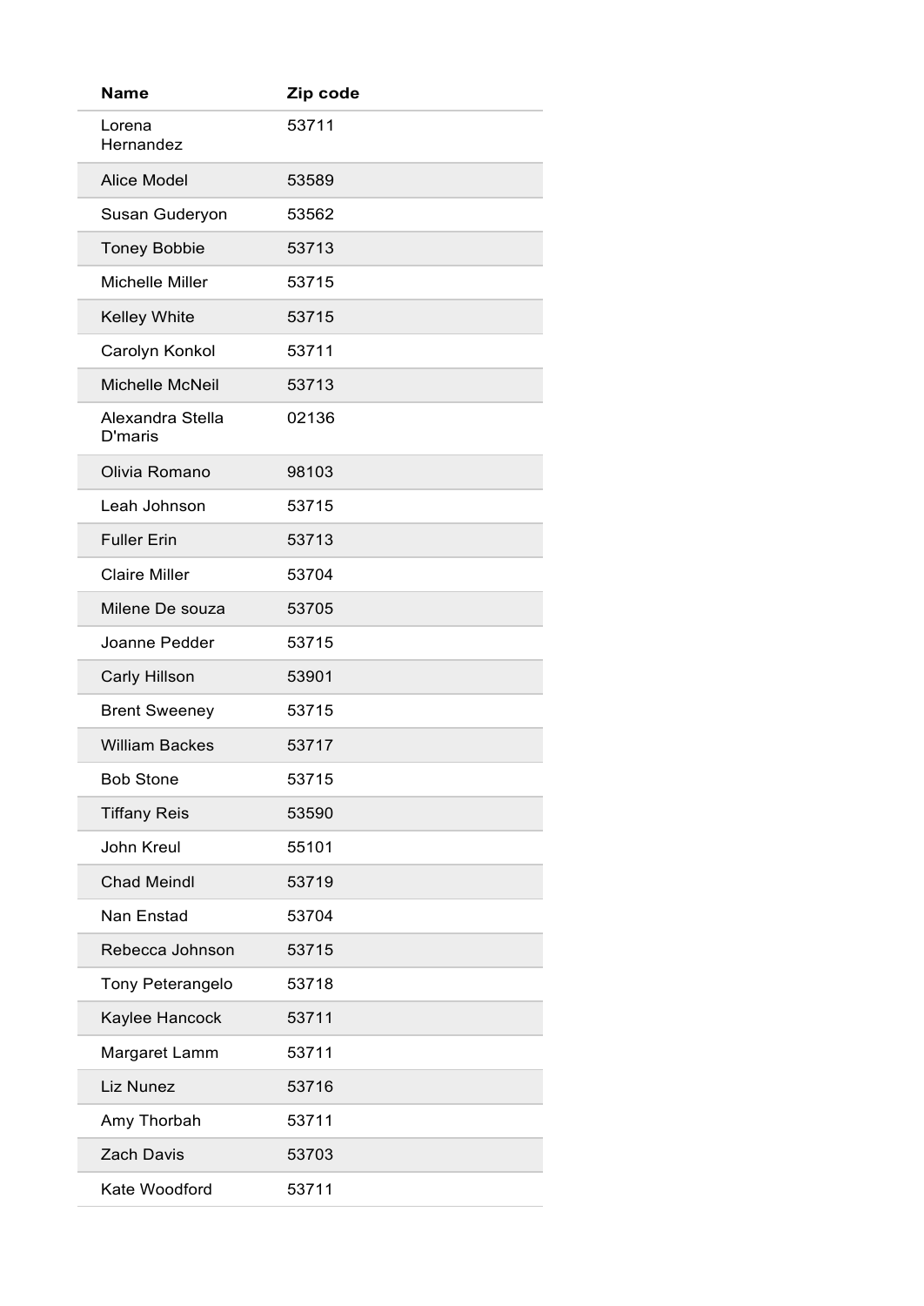| Name | Zip code |
| --- | --- |
| Lorena Hernandez | 53711 |
| Alice Model | 53589 |
| Susan Guderyon | 53562 |
| Toney Bobbie | 53713 |
| Michelle Miller | 53715 |
| Kelley White | 53715 |
| Carolyn Konkol | 53711 |
| Michelle McNeil | 53713 |
| Alexandra Stella D'maris | 02136 |
| Olivia Romano | 98103 |
| Leah Johnson | 53715 |
| Fuller Erin | 53713 |
| Claire Miller | 53704 |
| Milene De souza | 53705 |
| Joanne Pedder | 53715 |
| Carly Hillson | 53901 |
| Brent Sweeney | 53715 |
| William Backes | 53717 |
| Bob Stone | 53715 |
| Tiffany Reis | 53590 |
| John Kreul | 55101 |
| Chad Meindl | 53719 |
| Nan Enstad | 53704 |
| Rebecca Johnson | 53715 |
| Tony Peterangelo | 53718 |
| Kaylee Hancock | 53711 |
| Margaret Lamm | 53711 |
| Liz Nunez | 53716 |
| Amy Thorbah | 53711 |
| Zach Davis | 53703 |
| Kate Woodford | 53711 |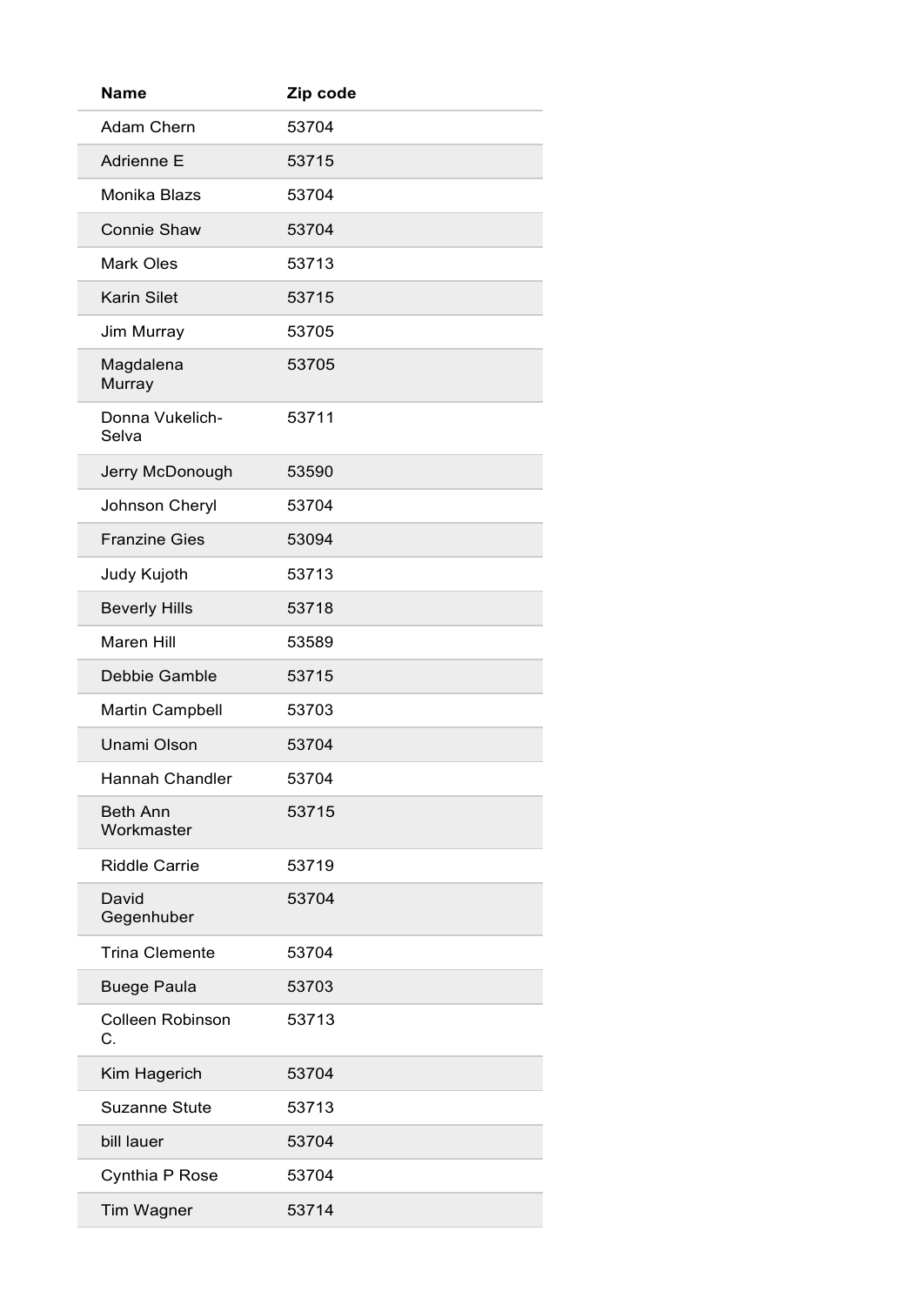| Name | Zip code |
|---|---|
| Adam Chern | 53704 |
| Adrienne E | 53715 |
| Monika Blazs | 53704 |
| Connie Shaw | 53704 |
| Mark Oles | 53713 |
| Karin Silet | 53715 |
| Jim Murray | 53705 |
| Magdalena Murray | 53705 |
| Donna Vukelich-Selva | 53711 |
| Jerry McDonough | 53590 |
| Johnson Cheryl | 53704 |
| Franzine Gies | 53094 |
| Judy Kujoth | 53713 |
| Beverly Hills | 53718 |
| Maren Hill | 53589 |
| Debbie Gamble | 53715 |
| Martin Campbell | 53703 |
| Unami Olson | 53704 |
| Hannah Chandler | 53704 |
| Beth Ann Workmaster | 53715 |
| Riddle Carrie | 53719 |
| David Gegenhuber | 53704 |
| Trina Clemente | 53704 |
| Buege Paula | 53703 |
| Colleen Robinson C. | 53713 |
| Kim Hagerich | 53704 |
| Suzanne Stute | 53713 |
| bill lauer | 53704 |
| Cynthia P Rose | 53704 |
| Tim Wagner | 53714 |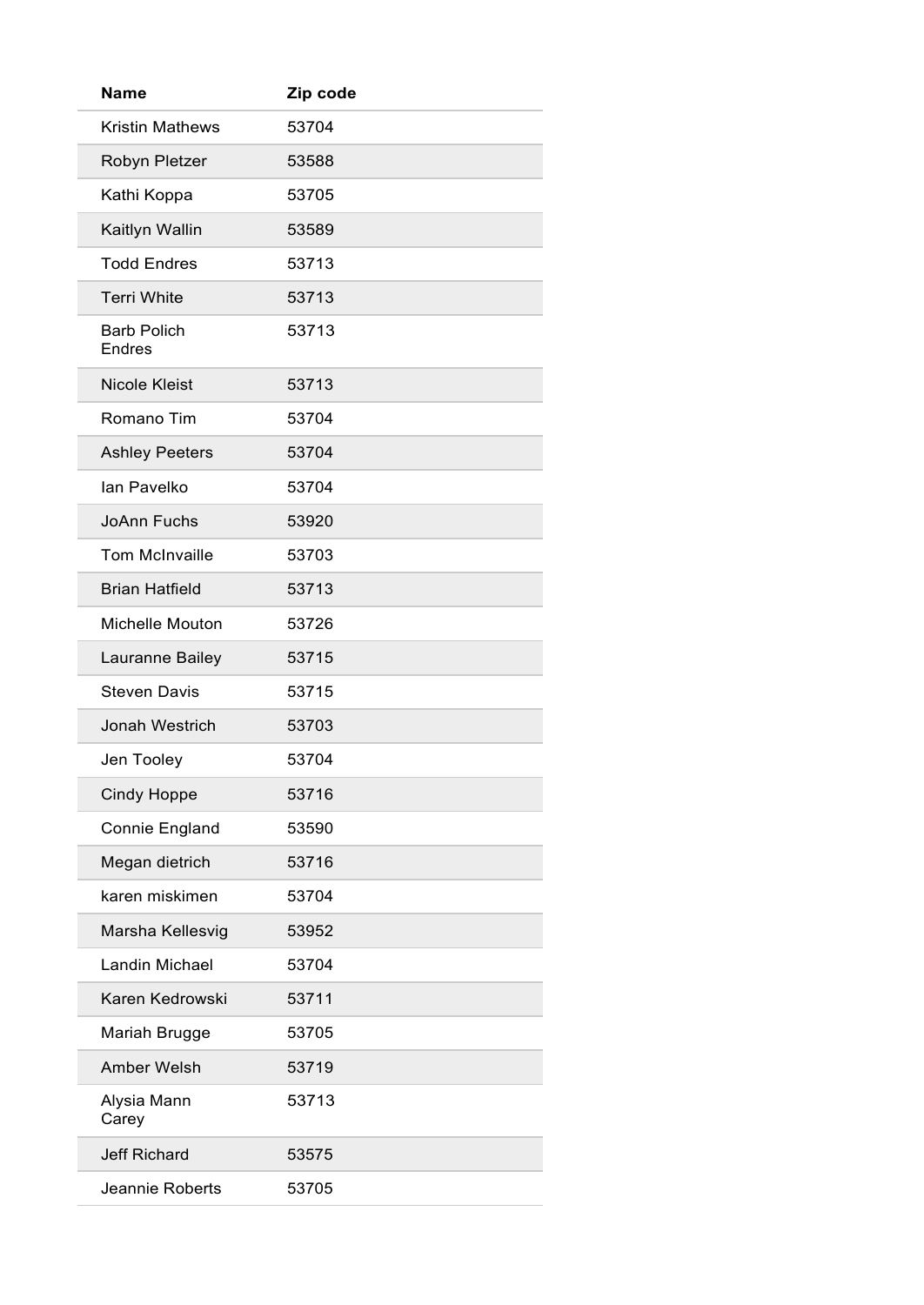| Name | Zip code |
| --- | --- |
| Kristin Mathews | 53704 |
| Robyn Pletzer | 53588 |
| Kathi Koppa | 53705 |
| Kaitlyn Wallin | 53589 |
| Todd Endres | 53713 |
| Terri White | 53713 |
| Barb Polich Endres | 53713 |
| Nicole Kleist | 53713 |
| Romano Tim | 53704 |
| Ashley Peeters | 53704 |
| Ian Pavelko | 53704 |
| JoAnn Fuchs | 53920 |
| Tom McInvaille | 53703 |
| Brian Hatfield | 53713 |
| Michelle Mouton | 53726 |
| Lauranne Bailey | 53715 |
| Steven Davis | 53715 |
| Jonah Westrich | 53703 |
| Jen Tooley | 53704 |
| Cindy Hoppe | 53716 |
| Connie England | 53590 |
| Megan dietrich | 53716 |
| karen miskimen | 53704 |
| Marsha Kellesvig | 53952 |
| Landin Michael | 53704 |
| Karen Kedrowski | 53711 |
| Mariah Brugge | 53705 |
| Amber Welsh | 53719 |
| Alysia Mann Carey | 53713 |
| Jeff Richard | 53575 |
| Jeannie Roberts | 53705 |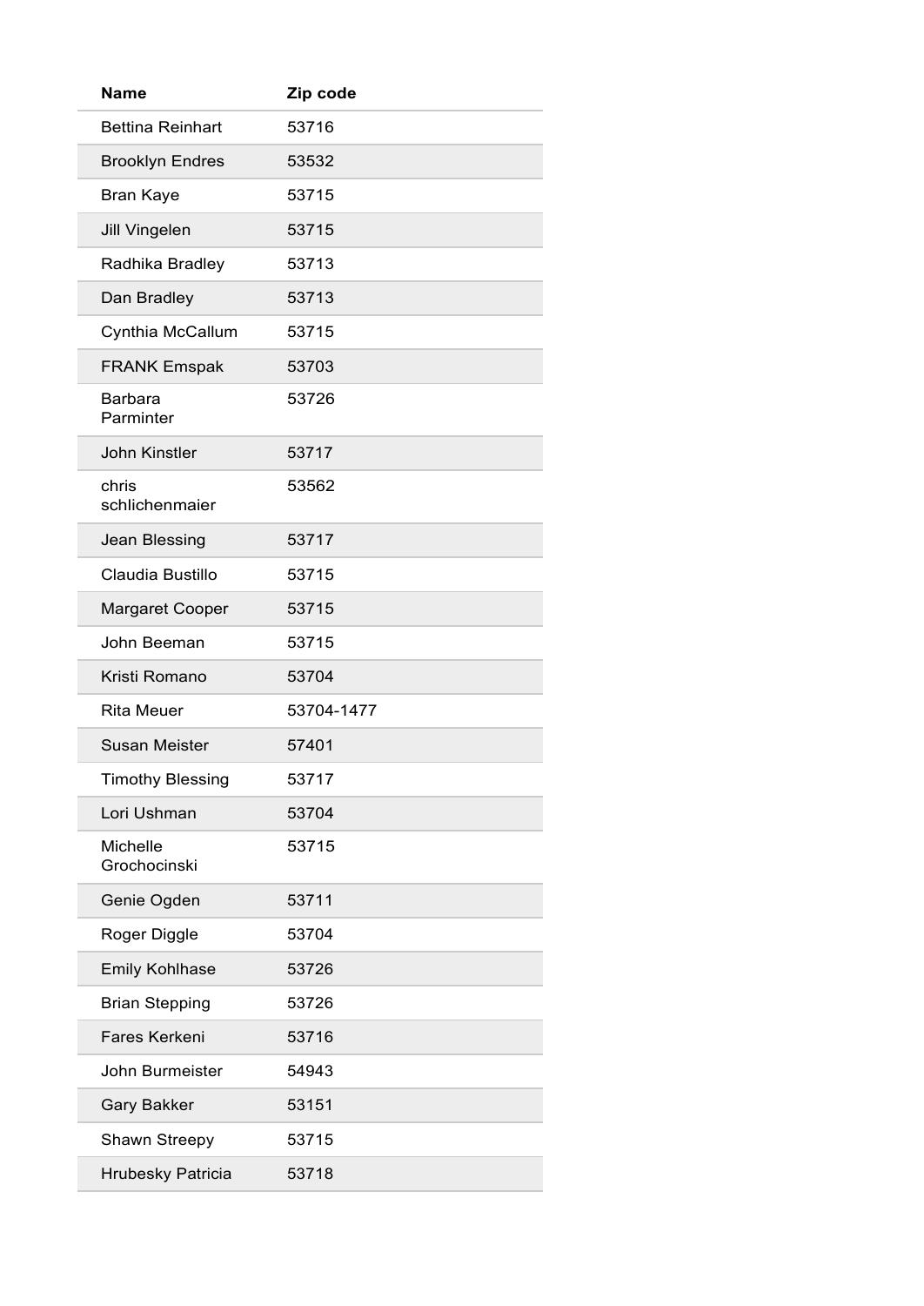| Name | Zip code |
| --- | --- |
| Bettina Reinhart | 53716 |
| Brooklyn Endres | 53532 |
| Bran Kaye | 53715 |
| Jill Vingelen | 53715 |
| Radhika Bradley | 53713 |
| Dan Bradley | 53713 |
| Cynthia McCallum | 53715 |
| FRANK Emspak | 53703 |
| Barbara Parminter | 53726 |
| John Kinstler | 53717 |
| chris schlichenmaier | 53562 |
| Jean Blessing | 53717 |
| Claudia Bustillo | 53715 |
| Margaret Cooper | 53715 |
| John Beeman | 53715 |
| Kristi Romano | 53704 |
| Rita Meuer | 53704-1477 |
| Susan Meister | 57401 |
| Timothy Blessing | 53717 |
| Lori Ushman | 53704 |
| Michelle Grochocinski | 53715 |
| Genie Ogden | 53711 |
| Roger Diggle | 53704 |
| Emily Kohlhase | 53726 |
| Brian Stepping | 53726 |
| Fares Kerkeni | 53716 |
| John Burmeister | 54943 |
| Gary Bakker | 53151 |
| Shawn Streepy | 53715 |
| Hrubesky Patricia | 53718 |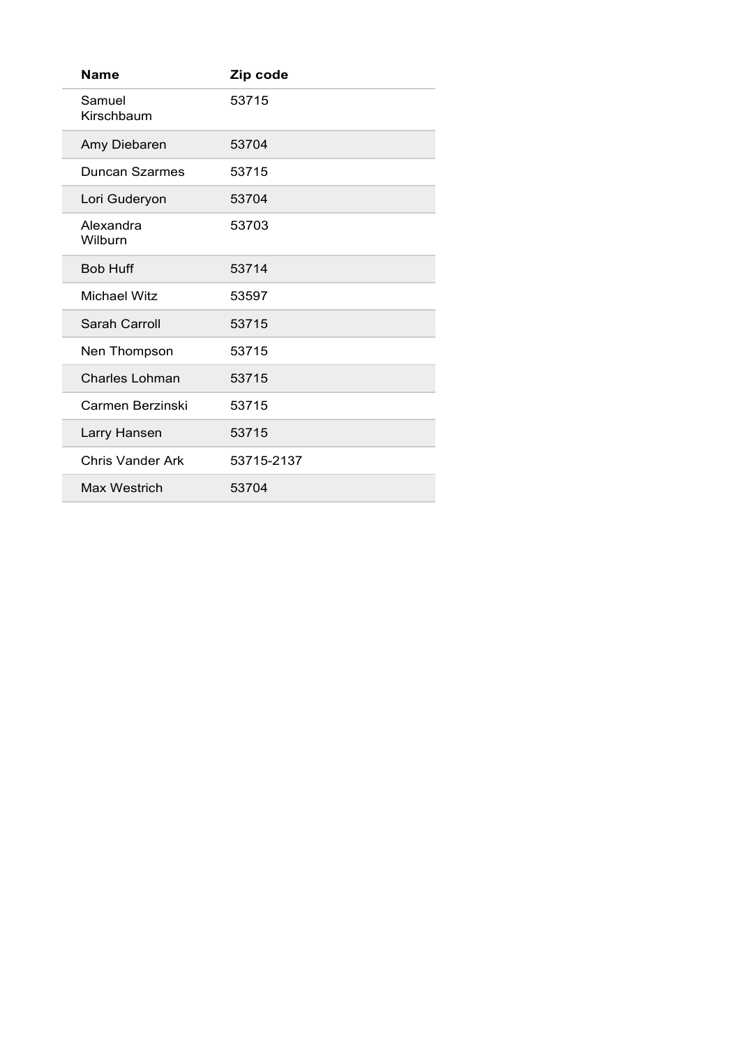| Name | Zip code |
| --- | --- |
| Samuel Kirschbaum | 53715 |
| Amy Diebaren | 53704 |
| Duncan Szarmes | 53715 |
| Lori Guderyon | 53704 |
| Alexandra Wilburn | 53703 |
| Bob Huff | 53714 |
| Michael Witz | 53597 |
| Sarah Carroll | 53715 |
| Nen Thompson | 53715 |
| Charles Lohman | 53715 |
| Carmen Berzinski | 53715 |
| Larry Hansen | 53715 |
| Chris Vander Ark | 53715-2137 |
| Max Westrich | 53704 |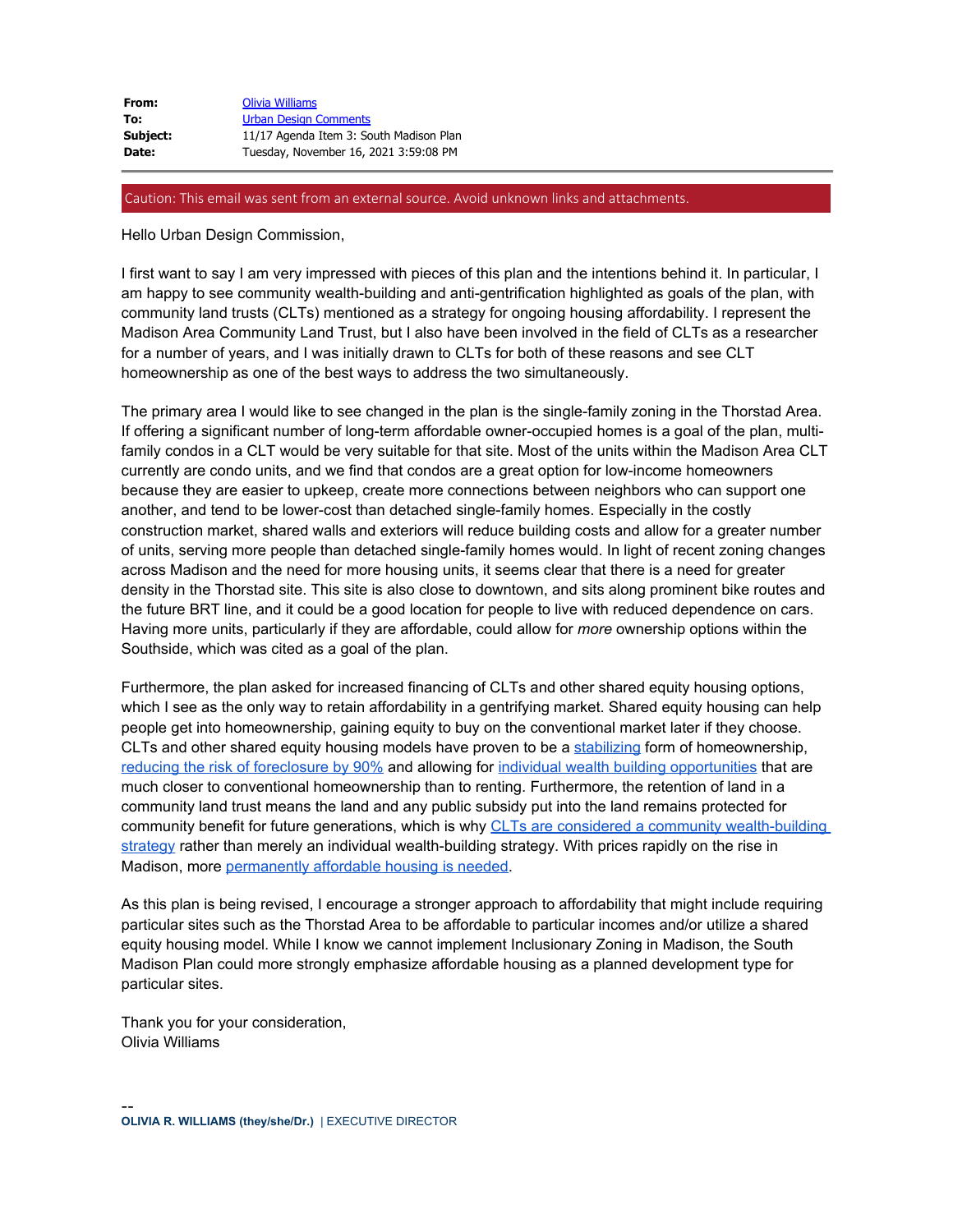**From:** Olivia Williams
**To:** Urban Design Comments
**Subject:** 11/17 Agenda Item 3: South Madison Plan
**Date:** Tuesday, November 16, 2021 3:59:08 PM

---

Caution: This email was sent from an external source. Avoid unknown links and attachments.

Hello Urban Design Commission,

I first want to say I am very impressed with pieces of this plan and the intentions behind it. In particular, I am happy to see community wealth-building and anti-gentrification highlighted as goals of the plan, with community land trusts (CLTs) mentioned as a strategy for ongoing housing affordability. I represent the Madison Area Community Land Trust, but I also have been involved in the field of CLTs as a researcher for a number of years, and I was initially drawn to CLTs for both of these reasons and see CLT homeownership as one of the best ways to address the two simultaneously.

The primary area I would like to see changed in the plan is the single-family zoning in the Thorstad Area. If offering a significant number of long-term affordable owner-occupied homes is a goal of the plan, multi-family condos in a CLT would be very suitable for that site. Most of the units within the Madison Area CLT currently are condo units, and we find that condos are a great option for low-income homeowners because they are easier to upkeep, create more connections between neighbors who can support one another, and tend to be lower-cost than detached single-family homes. Especially in the costly construction market, shared walls and exteriors will reduce building costs and allow for a greater number of units, serving more people than detached single-family homes would. In light of recent zoning changes across Madison and the need for more housing units, it seems clear that there is a need for greater density in the Thorstad site. This site is also close to downtown, and sits along prominent bike routes and the future BRT line, and it could be a good location for people to live with reduced dependence on cars. Having more units, particularly if they are affordable, could allow for *more* ownership options within the Southside, which was cited as a goal of the plan.

Furthermore, the plan asked for increased financing of CLTs and other shared equity housing options, which I see as the only way to retain affordability in a gentrifying market. Shared equity housing can help people get into homeownership, gaining equity to buy on the conventional market later if they choose. CLTs and other shared equity housing models have proven to be a stabilizing form of homeownership, reducing the risk of foreclosure by 90% and allowing for individual wealth building opportunities that are much closer to conventional homeownership than to renting. Furthermore, the retention of land in a community land trust means the land and any public subsidy put into the land remains protected for community benefit for future generations, which is why CLTs are considered a community wealth-building strategy rather than merely an individual wealth-building strategy. With prices rapidly on the rise in Madison, more permanently affordable housing is needed.

As this plan is being revised, I encourage a stronger approach to affordability that might include requiring particular sites such as the Thorstad Area to be affordable to particular incomes and/or utilize a shared equity housing model. While I know we cannot implement Inclusionary Zoning in Madison, the South Madison Plan could more strongly emphasize affordable housing as a planned development type for particular sites.

Thank you for your consideration,
Olivia Williams

--
**OLIVIA R. WILLIAMS (they/she/Dr.)** | EXECUTIVE DIRECTOR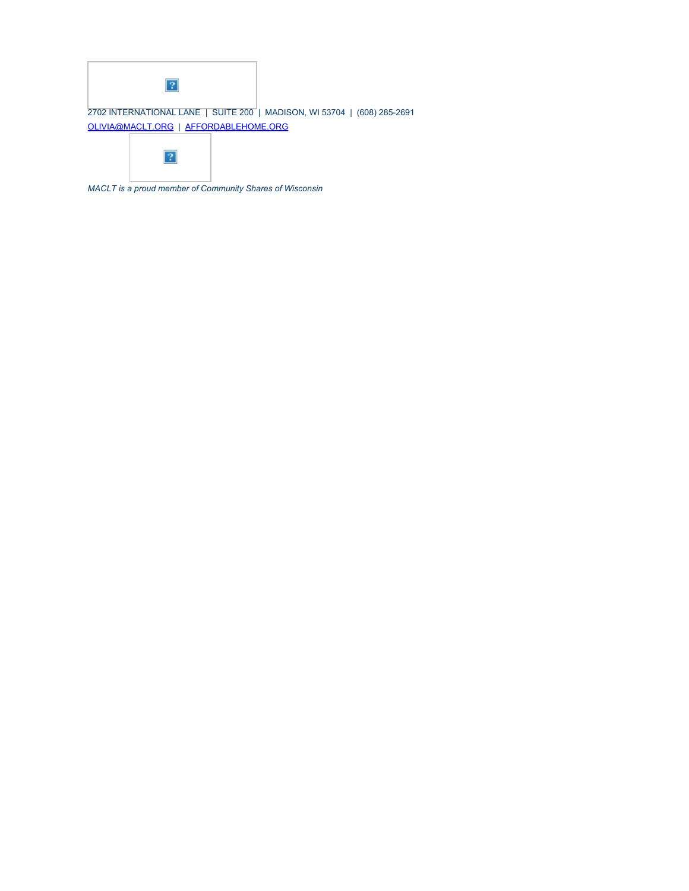2702 INTERNATIONAL LANE | SUITE 200 | MADISON, WI 53704 | (608) 285-2691

OLIVIA@MACLT.ORG | AFFORDABLEHOME.ORG

*MACLT is a proud member of Community Shares of Wisconsin*